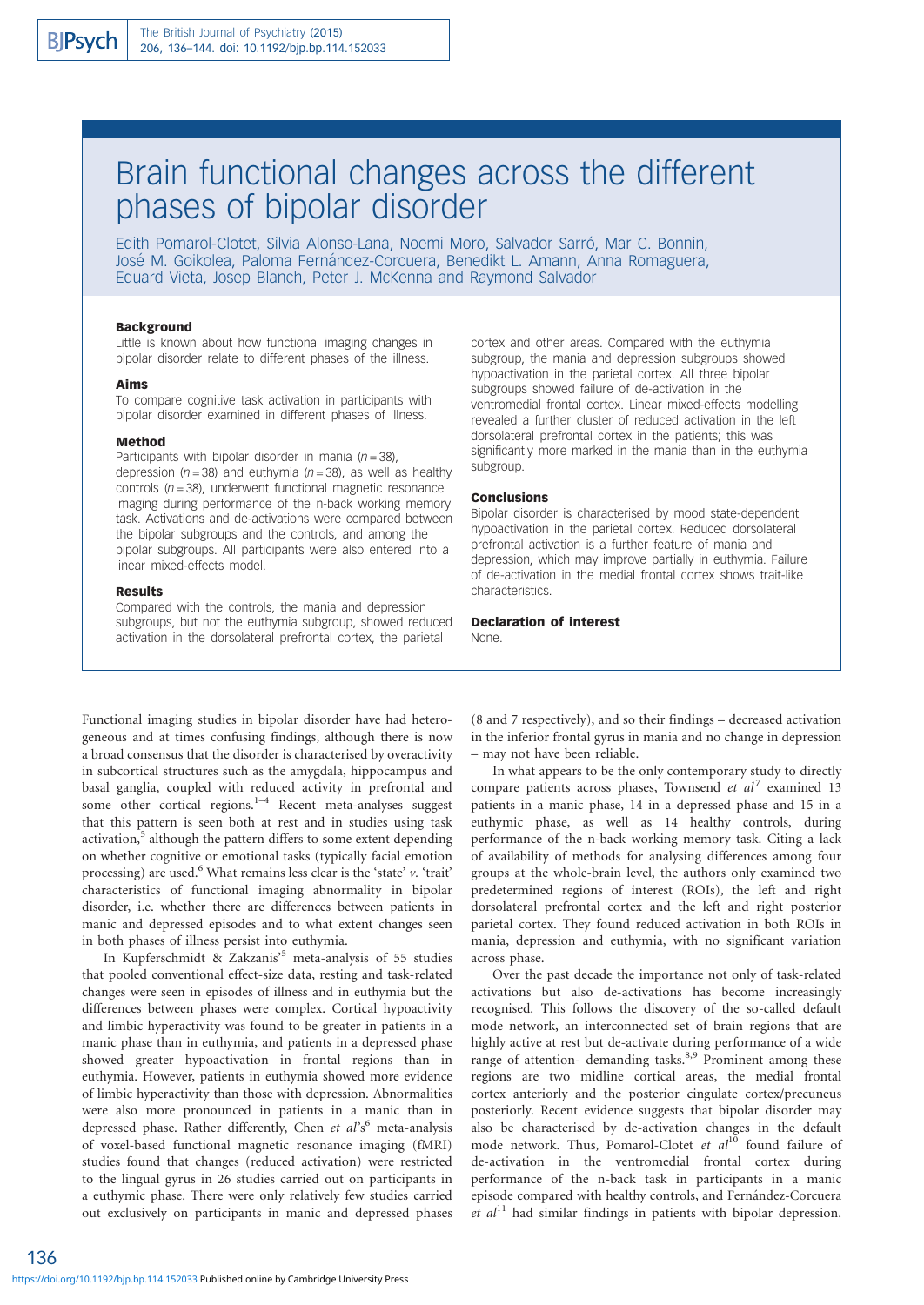# Brain functional changes across the different phases of bipolar disorder

Edith Pomarol-Clotet, Silvia Alonso-Lana, Noemi Moro, Salvador Sarró, Mar C. Bonnin, José M. Goikolea, Paloma Fernández-Corcuera, Benedikt L. Amann, Anna Romaguera, Eduard Vieta, Josep Blanch, Peter J. McKenna and Raymond Salvador

### Background

Little is known about how functional imaging changes in bipolar disorder relate to different phases of the illness.

### Aims

To compare cognitive task activation in participants with bipolar disorder examined in different phases of illness.

### Method

Participants with bipolar disorder in mania ($n = 38$), depression ($n = 38$) and euthymia ($n = 38$), as well as healthy controls ($n = 38$), underwent functional magnetic resonance imaging during performance of the n-back working memory task. Activations and de-activations were compared between the bipolar subgroups and the controls, and among the bipolar subgroups. All participants were also entered into a linear mixed-effects model.

### Results

Compared with the controls, the mania and depression subgroups, but not the euthymia subgroup, showed reduced activation in the dorsolateral prefrontal cortex, the parietal cortex and other areas. Compared with the euthymia subgroup, the mania and depression subgroups showed hypoactivation in the parietal cortex. All three bipolar subgroups showed failure of de-activation in the ventromedial frontal cortex. Linear mixed-effects modelling revealed a further cluster of reduced activation in the left dorsolateral prefrontal cortex in the patients; this was significantly more marked in the mania than in the euthymia subgroup.

### Conclusions

Bipolar disorder is characterised by mood state-dependent hypoactivation in the parietal cortex. Reduced dorsolateral prefrontal activation is a further feature of mania and depression, which may improve partially in euthymia. Failure of de-activation in the medial frontal cortex shows trait-like characteristics.

### Declaration of interest

None.

Functional imaging studies in bipolar disorder have had heterogeneous and at times confusing findings, although there is now a broad consensus that the disorder is characterised by overactivity in subcortical structures such as the amygdala, hippocampus and basal ganglia, coupled with reduced activity in prefrontal and some other cortical regions.[1–4] Recent meta-analyses suggest that this pattern is seen both at rest and in studies using task activation,[5] although the pattern differs to some extent depending on whether cognitive or emotional tasks (typically facial emotion processing) are used.[6] What remains less clear is the 'state' *v.* 'trait' characteristics of functional imaging abnormality in bipolar disorder, i.e. whether there are differences between patients in manic and depressed episodes and to what extent changes seen in both phases of illness persist into euthymia.

In Kupferschmidt & Zakzanis'[5] meta-analysis of 55 studies that pooled conventional effect-size data, resting and task-related changes were seen in episodes of illness and in euthymia but the differences between phases were complex. Cortical hypoactivity and limbic hyperactivity was found to be greater in patients in a manic phase than in euthymia, and patients in a depressed phase showed greater hypoactivation in frontal regions than in euthymia. However, patients in euthymia showed more evidence of limbic hyperactivity than those with depression. Abnormalities were also more pronounced in patients in a manic than in depressed phase. Rather differently, Chen *et al*'s[6] meta-analysis of voxel-based functional magnetic resonance imaging (fMRI) studies found that changes (reduced activation) were restricted to the lingual gyrus in 26 studies carried out on participants in a euthymic phase. There were only relatively few studies carried out exclusively on participants in manic and depressed phases (8 and 7 respectively), and so their findings – decreased activation in the inferior frontal gyrus in mania and no change in depression – may not have been reliable.

In what appears to be the only contemporary study to directly compare patients across phases, Townsend *et al*[7] examined 13 patients in a manic phase, 14 in a depressed phase and 15 in a euthymic phase, as well as 14 healthy controls, during performance of the n-back working memory task. Citing a lack of availability of methods for analysing differences among four groups at the whole-brain level, the authors only examined two predetermined regions of interest (ROIs), the left and right dorsolateral prefrontal cortex and the left and right posterior parietal cortex. They found reduced activation in both ROIs in mania, depression and euthymia, with no significant variation across phase.

Over the past decade the importance not only of task-related activations but also de-activations has become increasingly recognised. This follows the discovery of the so-called default mode network, an interconnected set of brain regions that are highly active at rest but de-activate during performance of a wide range of attention- demanding tasks.[8,9] Prominent among these regions are two midline cortical areas, the medial frontal cortex anteriorly and the posterior cingulate cortex/precuneus posteriorly. Recent evidence suggests that bipolar disorder may also be characterised by de-activation changes in the default mode network. Thus, Pomarol-Clotet *et al*[10] found failure of de-activation in the ventromedial frontal cortex during performance of the n-back task in participants in a manic episode compared with healthy controls, and Fernández-Corcuera *et al*[11] had similar findings in patients with bipolar depression.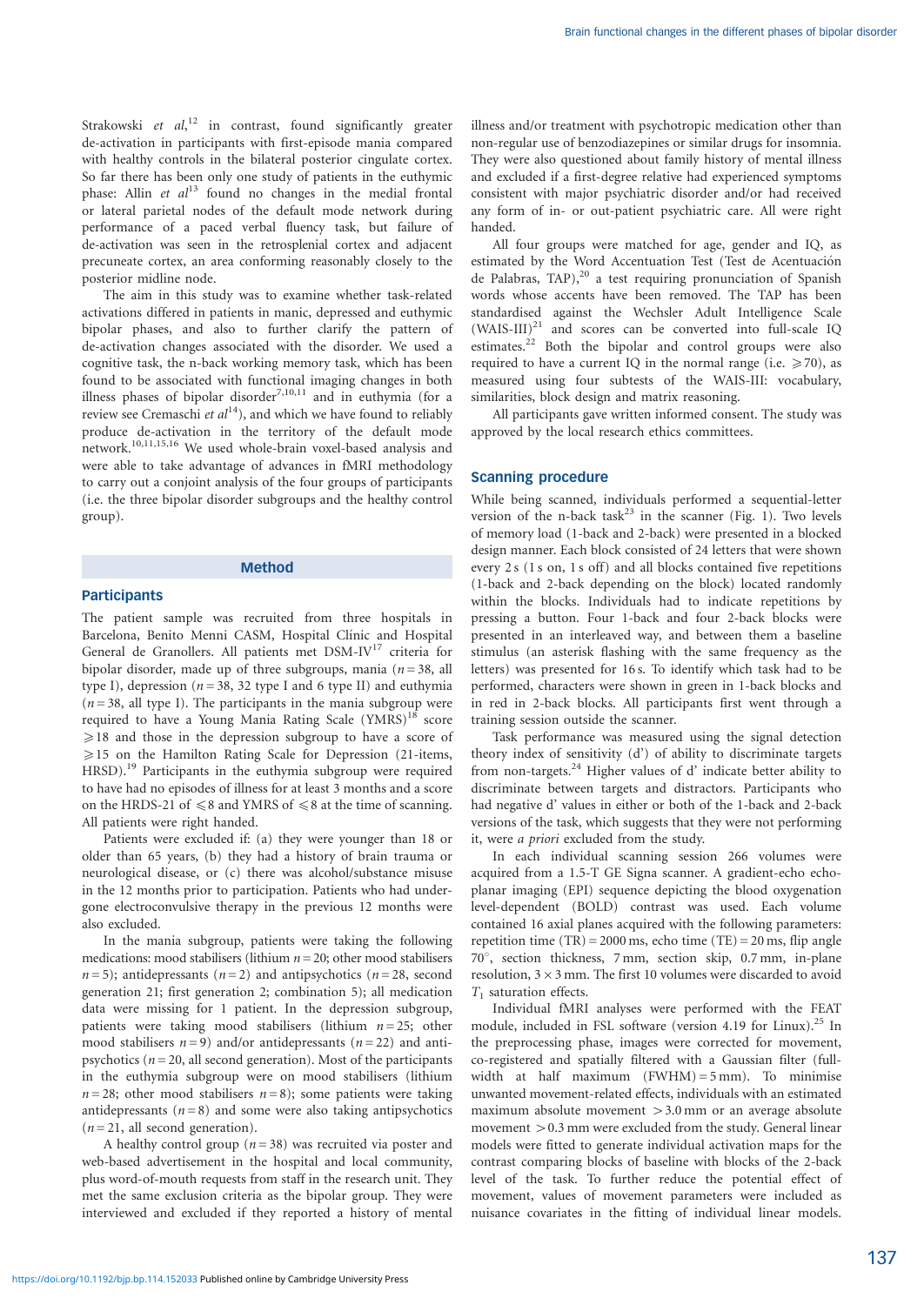Strakowski *et al*,[12] in contrast, found significantly greater de-activation in participants with first-episode mania compared with healthy controls in the bilateral posterior cingulate cortex. So far there has been only one study of patients in the euthymic phase: Allin *et al*[13] found no changes in the medial frontal or lateral parietal nodes of the default mode network during performance of a paced verbal fluency task, but failure of de-activation was seen in the retrosplenial cortex and adjacent precuneate cortex, an area conforming reasonably closely to the posterior midline node.

The aim in this study was to examine whether task-related activations differed in patients in manic, depressed and euthymic bipolar phases, and also to further clarify the pattern of de-activation changes associated with the disorder. We used a cognitive task, the n-back working memory task, which has been found to be associated with functional imaging changes in both illness phases of bipolar disorder[7,10,11] and in euthymia (for a review see Cremaschi *et al*[14]), and which we have found to reliably produce de-activation in the territory of the default mode network.[10,11,15,16] We used whole-brain voxel-based analysis and were able to take advantage of advances in fMRI methodology to carry out a conjoint analysis of the four groups of participants (i.e. the three bipolar disorder subgroups and the healthy control group).

## Method

### Participants

The patient sample was recruited from three hospitals in Barcelona, Benito Menni CASM, Hospital Clínic and Hospital General de Granollers. All patients met DSM-IV[17] criteria for bipolar disorder, made up of three subgroups, mania ($n = 38$, all type I), depression ($n = 38$, 32 type I and 6 type II) and euthymia ($n = 38$, all type I). The participants in the mania subgroup were required to have a Young Mania Rating Scale (YMRS)[18] score $\geqslant 18$ and those in the depression subgroup to have a score of $\geqslant 15$ on the Hamilton Rating Scale for Depression (21-items, HRSD).[19] Participants in the euthymia subgroup were required to have had no episodes of illness for at least 3 months and a score on the HRDS-21 of $\leqslant 8$ and YMRS of $\leqslant 8$ at the time of scanning. All patients were right handed.

Patients were excluded if: (a) they were younger than 18 or older than 65 years, (b) they had a history of brain trauma or neurological disease, or (c) there was alcohol/substance misuse in the 12 months prior to participation. Patients who had undergone electroconvulsive therapy in the previous 12 months were also excluded.

In the mania subgroup, patients were taking the following medications: mood stabilisers (lithium $n = 20$; other mood stabilisers $n = 5$); antidepressants ($n = 2$) and antipsychotics ($n = 28$, second generation 21; first generation 2; combination 5); all medication data were missing for 1 patient. In the depression subgroup, patients were taking mood stabilisers (lithium $n = 25$; other mood stabilisers $n = 9$) and/or antidepressants ($n = 22$) and antipsychotics ($n = 20$, all second generation). Most of the participants in the euthymia subgroup were on mood stabilisers (lithium $n = 28$; other mood stabilisers $n = 8$); some patients were taking antidepressants ($n = 8$) and some were also taking antipsychotics ($n = 21$, all second generation).

A healthy control group ($n = 38$) was recruited via poster and web-based advertisement in the hospital and local community, plus word-of-mouth requests from staff in the research unit. They met the same exclusion criteria as the bipolar group. They were interviewed and excluded if they reported a history of mental illness and/or treatment with psychotropic medication other than non-regular use of benzodiazepines or similar drugs for insomnia. They were also questioned about family history of mental illness and excluded if a first-degree relative had experienced symptoms consistent with major psychiatric disorder and/or had received any form of in- or out-patient psychiatric care. All were right handed.

All four groups were matched for age, gender and IQ, as estimated by the Word Accentuation Test (Test de Acentuación de Palabras, TAP),[20] a test requiring pronunciation of Spanish words whose accents have been removed. The TAP has been standardised against the Wechsler Adult Intelligence Scale (WAIS-III)[21] and scores can be converted into full-scale IQ estimates.[22] Both the bipolar and control groups were also required to have a current IQ in the normal range (i.e. $\geqslant 70$), as measured using four subtests of the WAIS-III: vocabulary, similarities, block design and matrix reasoning.

All participants gave written informed consent. The study was approved by the local research ethics committees.

### Scanning procedure

While being scanned, individuals performed a sequential-letter version of the n-back task[23] in the scanner (Fig. 1). Two levels of memory load (1-back and 2-back) were presented in a blocked design manner. Each block consisted of 24 letters that were shown every 2 s (1 s on, 1 s off) and all blocks contained five repetitions (1-back and 2-back depending on the block) located randomly within the blocks. Individuals had to indicate repetitions by pressing a button. Four 1-back and four 2-back blocks were presented in an interleaved way, and between them a baseline stimulus (an asterisk flashing with the same frequency as the letters) was presented for 16 s. To identify which task had to be performed, characters were shown in green in 1-back blocks and in red in 2-back blocks. All participants first went through a training session outside the scanner.

Task performance was measured using the signal detection theory index of sensitivity (d′) of ability to discriminate targets from non-targets.[24] Higher values of d′ indicate better ability to discriminate between targets and distractors. Participants who had negative d′ values in either or both of the 1-back and 2-back versions of the task, which suggests that they were not performing it, were *a priori* excluded from the study.

In each individual scanning session 266 volumes were acquired from a 1.5-T GE Signa scanner. A gradient-echo echo-planar imaging (EPI) sequence depicting the blood oxygenation level-dependent (BOLD) contrast was used. Each volume contained 16 axial planes acquired with the following parameters: repetition time (TR) = 2000 ms, echo time (TE) = 20 ms, flip angle 70°, section thickness, 7 mm, section skip, 0.7 mm, in-plane resolution, 3 × 3 mm. The first 10 volumes were discarded to avoid $T_1$ saturation effects.

Individual fMRI analyses were performed with the FEAT module, included in FSL software (version 4.19 for Linux).[25] In the preprocessing phase, images were corrected for movement, co-registered and spatially filtered with a Gaussian filter (full-width at half maximum (FWHM) = 5 mm). To minimise unwanted movement-related effects, individuals with an estimated maximum absolute movement >3.0 mm or an average absolute movement >0.3 mm were excluded from the study. General linear models were fitted to generate individual activation maps for the contrast comparing blocks of baseline with blocks of the 2-back level of the task. To further reduce the potential effect of movement, values of movement parameters were included as nuisance covariates in the fitting of individual linear models.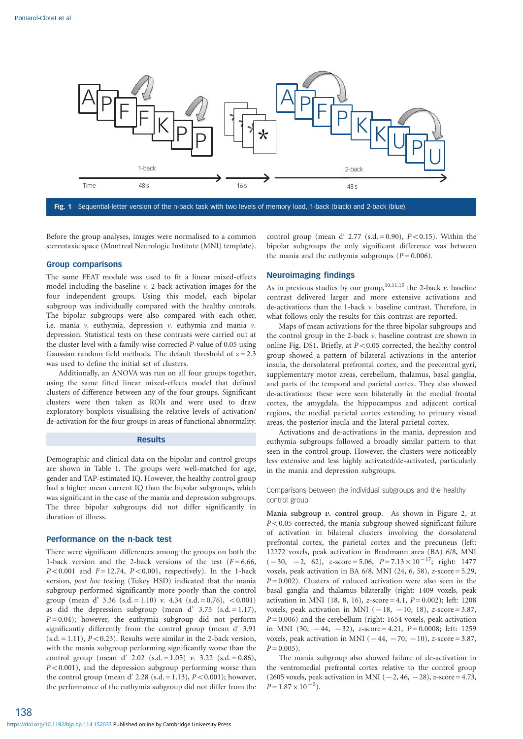Fig. 1 Sequential-letter version of the n-back task with two levels of memory load, 1-back (black) and 2-back (blue).

Before the group analyses, images were normalised to a common stereotaxic space (Montreal Neurologic Institute (MNI) template).

### Group comparisons

The same FEAT module was used to fit a linear mixed-effects model including the baseline *v.* 2-back activation images for the four independent groups. Using this model, each bipolar subgroup was individually compared with the healthy controls. The bipolar subgroups were also compared with each other, i.e. mania *v.* euthymia, depression *v.* euthymia and mania *v.* depression. Statistical tests on these contrasts were carried out at the cluster level with a family-wise corrected *P*-value of 0.05 using Gaussian random field methods. The default threshold of $z = 2.3$ was used to define the initial set of clusters.

Additionally, an ANOVA was run on all four groups together, using the same fitted linear mixed-effects model that defined clusters of difference between any of the four groups. Significant clusters were then taken as ROIs and were used to draw exploratory boxplots visualising the relative levels of activation/de-activation for the four groups in areas of functional abnormality.

## Results

Demographic and clinical data on the bipolar and control groups are shown in Table 1. The groups were well-matched for age, gender and TAP-estimated IQ. However, the healthy control group had a higher mean current IQ than the bipolar subgroups, which was significant in the case of the mania and depression subgroups. The three bipolar subgroups did not differ significantly in duration of illness.

### Performance on the n-back test

There were significant differences among the groups on both the 1-back version and the 2-back versions of the test ($F = 6.66$, $P < 0.001$ and $F = 12.74$, $P < 0.001$, respectively). In the 1-back version, *post hoc* testing (Tukey HSD) indicated that the mania subgroup performed significantly more poorly than the control group (mean d′ 3.36 (s.d. = 1.10) *v.* 4.34 (s.d. = 0.76), <0.001) as did the depression subgroup (mean d′ 3.75 (s.d. = 1.17), $P = 0.04$); however, the euthymia subgroup did not perform significantly differently from the control group (mean d′ 3.91 (s.d. = 1.11), $P < 0.23$). Results were similar in the 2-back version, with the mania subgroup performing significantly worse than the control group (mean d′ 2.02 (s.d. = 1.05) *v.* 3.22 (s.d. = 0.86), $P < 0.001$), and the depression subgroup performing worse than the control group (mean d′ 2.28 (s.d. = 1.13), $P < 0.001$); however, the performance of the euthymia subgroup did not differ from the control group (mean d′ 2.77 (s.d. = 0.90), $P < 0.15$). Within the bipolar subgroups the only significant difference was between the mania and the euthymia subgroups ($P = 0.006$).

### Neuroimaging findings

As in previous studies by our group,[10,11,15] the 2-back *v.* baseline contrast delivered larger and more extensive activations and de-activations than the 1-back *v.* baseline contrast. Therefore, in what follows only the results for this contrast are reported.

Maps of mean activations for the three bipolar subgroups and the control group in the 2-back *v.* baseline contrast are shown in online Fig. DS1. Briefly, at $P < 0.05$ corrected, the healthy control group showed a pattern of bilateral activations in the anterior insula, the dorsolateral prefrontal cortex, and the precentral gyri, supplementary motor areas, cerebellum, thalamus, basal ganglia, and parts of the temporal and parietal cortex. They also showed de-activations: these were seen bilaterally in the medial frontal cortex, the amygdala, the hippocampus and adjacent cortical regions, the medial parietal cortex extending to primary visual areas, the posterior insula and the lateral parietal cortex.

Activations and de-activations in the mania, depression and euthymia subgroups followed a broadly similar pattern to that seen in the control group. However, the clusters were noticeably less extensive and less highly activated/de-activated, particularly in the mania and depression subgroups.

#### Comparisons between the individual subgroups and the healthy control group

**Mania subgroup *v.* control group.** As shown in Figure 2, at $P < 0.05$ corrected, the mania subgroup showed significant failure of activation in bilateral clusters involving the dorsolateral prefrontal cortex, the parietal cortex and the precuneus (left: 12272 voxels, peak activation in Brodmann area (BA) 6/8, MNI (−30, −2, 62), *z*-score = 5.06, $P = 7.13 \times 10^{-17}$; right: 1477 voxels, peak activation in BA 6/8, MNI (24, 6, 58), *z*-score = 5.29, $P = 0.002$). Clusters of reduced activation were also seen in the basal ganglia and thalamus bilaterally (right: 1409 voxels, peak activation in MNI (18, 8, 16), *z*-score = 4.1, $P = 0.002$); left: 1208 voxels, peak activation in MNI (−18, −10, 18), *z*-score = 3.87, $P = 0.006$) and the cerebellum (right: 1654 voxels, peak activation in MNI (30, −44, −32), *z*-score = 4.21, $P = 0.0008$; left: 1259 voxels, peak activation in MNI (−44, −70, −10), *z*-score = 3.87, $P = 0.005$).

The mania subgroup also showed failure of de-activation in the ventromedial prefrontal cortex relative to the control group (2605 voxels, peak activation in MNI (−2, 46, −28), *z*-score = 4.73, $P = 1.87 \times 10^{-5}$).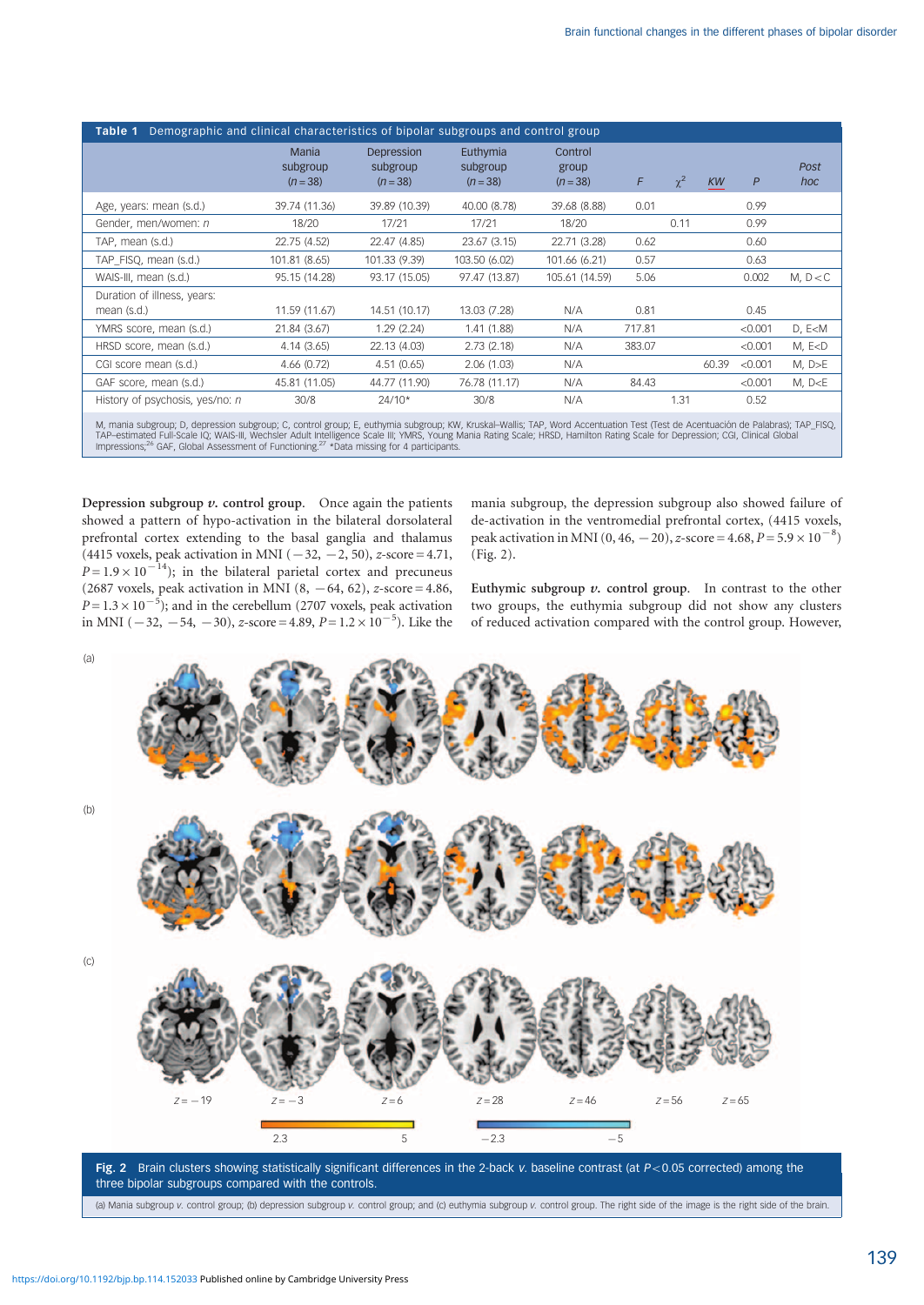**Table 1** Demographic and clinical characteristics of bipolar subgroups and control group

| | Mania subgroup ($n=38$) | Depression subgroup ($n=38$) | Euthymia subgroup ($n=38$) | Control group ($n=38$) | $F$ | $\chi^2$ | KW | $P$ | Post hoc |
|---|---|---|---|---|---|---|---|---|---|
| Age, years: mean (s.d.) | 39.74 (11.36) | 39.89 (10.39) | 40.00 (8.78) | 39.68 (8.88) | 0.01 | | | 0.99 | |
| Gender, men/women: $n$ | 18/20 | 17/21 | 17/21 | 18/20 | | 0.11 | | 0.99 | |
| TAP, mean (s.d.) | 22.75 (4.52) | 22.47 (4.85) | 23.67 (3.15) | 22.71 (3.28) | 0.62 | | | 0.60 | |
| TAP_FISQ, mean (s.d.) | 101.81 (8.65) | 101.33 (9.39) | 103.50 (6.02) | 101.66 (6.21) | 0.57 | | | 0.63 | |
| WAIS-III, mean (s.d.) | 95.15 (14.28) | 93.17 (15.05) | 97.47 (13.87) | 105.61 (14.59) | 5.06 | | | 0.002 | M, D<C |
| Duration of illness, years: mean (s.d.) | 11.59 (11.67) | 14.51 (10.17) | 13.03 (7.28) | N/A | 0.81 | | | 0.45 | |
| YMRS score, mean (s.d.) | 21.84 (3.67) | 1.29 (2.24) | 1.41 (1.88) | N/A | 717.81 | | | <0.001 | D, E<M |
| HRSD score, mean (s.d.) | 4.14 (3.65) | 22.13 (4.03) | 2.73 (2.18) | N/A | 383.07 | | | <0.001 | M, E<D |
| CGI score mean (s.d.) | 4.66 (0.72) | 4.51 (0.65) | 2.06 (1.03) | N/A | | | 60.39 | <0.001 | M, D>E |
| GAF score, mean (s.d.) | 45.81 (11.05) | 44.77 (11.90) | 76.78 (11.17) | N/A | 84.43 | | | <0.001 | M, D<E |
| History of psychosis, yes/no: $n$ | 30/8 | 24/10* | 30/8 | N/A | | 1.31 | | 0.52 | |

M, mania subgroup; D, depression subgroup; C, control group; E, euthymia subgroup; KW, Kruskal–Wallis; TAP, Word Accentuation Test (Test de Acentuación de Palabras); TAP_FISQ, TAP-estimated Full-Scale IQ; WAIS-III, Wechsler Adult Intelligence Scale III; YMRS, Young Mania Rating Scale; HRSD, Hamilton Rating Scale for Depression; CGI, Clinical Global Impressions;[26] GAF, Global Assessment of Functioning.[27] *Data missing for 4 participants.

**Depression subgroup *v.* control group.** Once again the patients showed a pattern of hypo-activation in the bilateral dorsolateral prefrontal cortex extending to the basal ganglia and thalamus (4415 voxels, peak activation in MNI (−32, −2, 50), *z*-score = 4.71, $P = 1.9 \times 10^{-14}$); in the bilateral parietal cortex and precuneus (2687 voxels, peak activation in MNI (8, −64, 62), *z*-score = 4.86, $P = 1.3 \times 10^{-5}$); and in the cerebellum (2707 voxels, peak activation in MNI (−32, −54, −30), *z*-score = 4.89, $P = 1.2 \times 10^{-5}$). Like the mania subgroup, the depression subgroup also showed failure of de-activation in the ventromedial prefrontal cortex, (4415 voxels, peak activation in MNI (0, 46, −20), *z*-score = 4.68, $P = 5.9 \times 10^{-8}$) (Fig. 2).

**Euthymic subgroup *v.* control group.** In contrast to the other two groups, the euthymia subgroup did not show any clusters of reduced activation compared with the control group. However,

**Fig. 2** Brain clusters showing statistically significant differences in the 2-back *v.* baseline contrast (at $P<0.05$ corrected) among the three bipolar subgroups compared with the controls.

(a) Mania subgroup *v.* control group; (b) depression subgroup *v.* control group; and (c) euthymia subgroup *v.* control group. The right side of the image is the right side of the brain.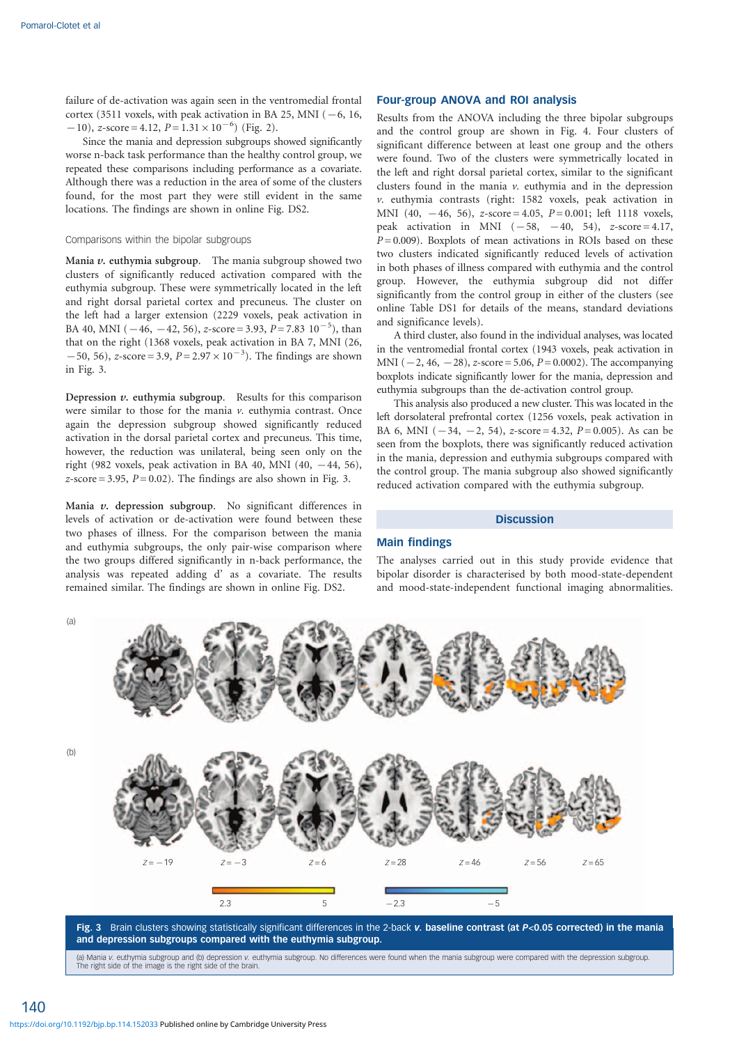failure of de-activation was again seen in the ventromedial frontal cortex (3511 voxels, with peak activation in BA 25, MNI (−6, 16, −10), *z*-score = 4.12, $P = 1.31 \times 10^{-6}$) (Fig. 2).

Since the mania and depression subgroups showed significantly worse n-back task performance than the healthy control group, we repeated these comparisons including performance as a covariate. Although there was a reduction in the area of some of the clusters found, for the most part they were still evident in the same locations. The findings are shown in online Fig. DS2.

### Comparisons within the bipolar subgroups

**Mania *v.* euthymia subgroup.** The mania subgroup showed two clusters of significantly reduced activation compared with the euthymia subgroup. These were symmetrically located in the left and right dorsal parietal cortex and precuneus. The cluster on the left had a larger extension (2229 voxels, peak activation in BA 40, MNI (−46, −42, 56), *z*-score = 3.93, $P = 7.83\ 10^{-5}$), than that on the right (1368 voxels, peak activation in BA 7, MNI (26, −50, 56), *z*-score = 3.9, $P = 2.97 \times 10^{-3}$). The findings are shown in Fig. 3.

**Depression *v.* euthymia subgroup.** Results for this comparison were similar to those for the mania *v.* euthymia contrast. Once again the depression subgroup showed significantly reduced activation in the dorsal parietal cortex and precuneus. This time, however, the reduction was unilateral, being seen only on the right (982 voxels, peak activation in BA 40, MNI (40, −44, 56), *z*-score = 3.95, $P = 0.02$). The findings are also shown in Fig. 3.

**Mania *v.* depression subgroup.** No significant differences in levels of activation or de-activation were found between these two phases of illness. For the comparison between the mania and euthymia subgroups, the only pair-wise comparison where the two groups differed significantly in n-back performance, the analysis was repeated adding d' as a covariate. The results remained similar. The findings are shown in online Fig. DS2.

## Four-group ANOVA and ROI analysis

Results from the ANOVA including the three bipolar subgroups and the control group are shown in Fig. 4. Four clusters of significant difference between at least one group and the others were found. Two of the clusters were symmetrically located in the left and right dorsal parietal cortex, similar to the significant clusters found in the mania *v.* euthymia and in the depression *v.* euthymia contrasts (right: 1582 voxels, peak activation in MNI (40, −46, 56), *z*-score = 4.05, $P = 0.001$; left 1118 voxels, peak activation in MNI (−58, −40, 54), *z*-score = 4.17, $P = 0.009$). Boxplots of mean activations in ROIs based on these two clusters indicated significantly reduced levels of activation in both phases of illness compared with euthymia and the control group. However, the euthymia subgroup did not differ significantly from the control group in either of the clusters (see online Table DS1 for details of the means, standard deviations and significance levels).

A third cluster, also found in the individual analyses, was located in the ventromedial frontal cortex (1943 voxels, peak activation in MNI (−2, 46, −28), *z*-score = 5.06, $P = 0.0002$). The accompanying boxplots indicate significantly lower for the mania, depression and euthymia subgroups than the de-activation control group.

This analysis also produced a new cluster. This was located in the left dorsolateral prefrontal cortex (1256 voxels, peak activation in BA 6, MNI (−34, −2, 54), *z*-score = 4.32, $P = 0.005$). As can be seen from the boxplots, there was significantly reduced activation in the mania, depression and euthymia subgroups compared with the control group. The mania subgroup also showed significantly reduced activation compared with the euthymia subgroup.

# Discussion

## Main findings

The analyses carried out in this study provide evidence that bipolar disorder is characterised by both mood-state-dependent and mood-state-independent functional imaging abnormalities.

**Fig. 3** Brain clusters showing statistically significant differences in the 2-back *v.* baseline contrast (at $P<0.05$ corrected) in the mania and depression subgroups compared with the euthymia subgroup.

(a) Mania *v.* euthymia subgroup and (b) depression *v.* euthymia subgroup. No differences were found when the mania subgroup were compared with the depression subgroup. The right side of the image is the right side of the brain.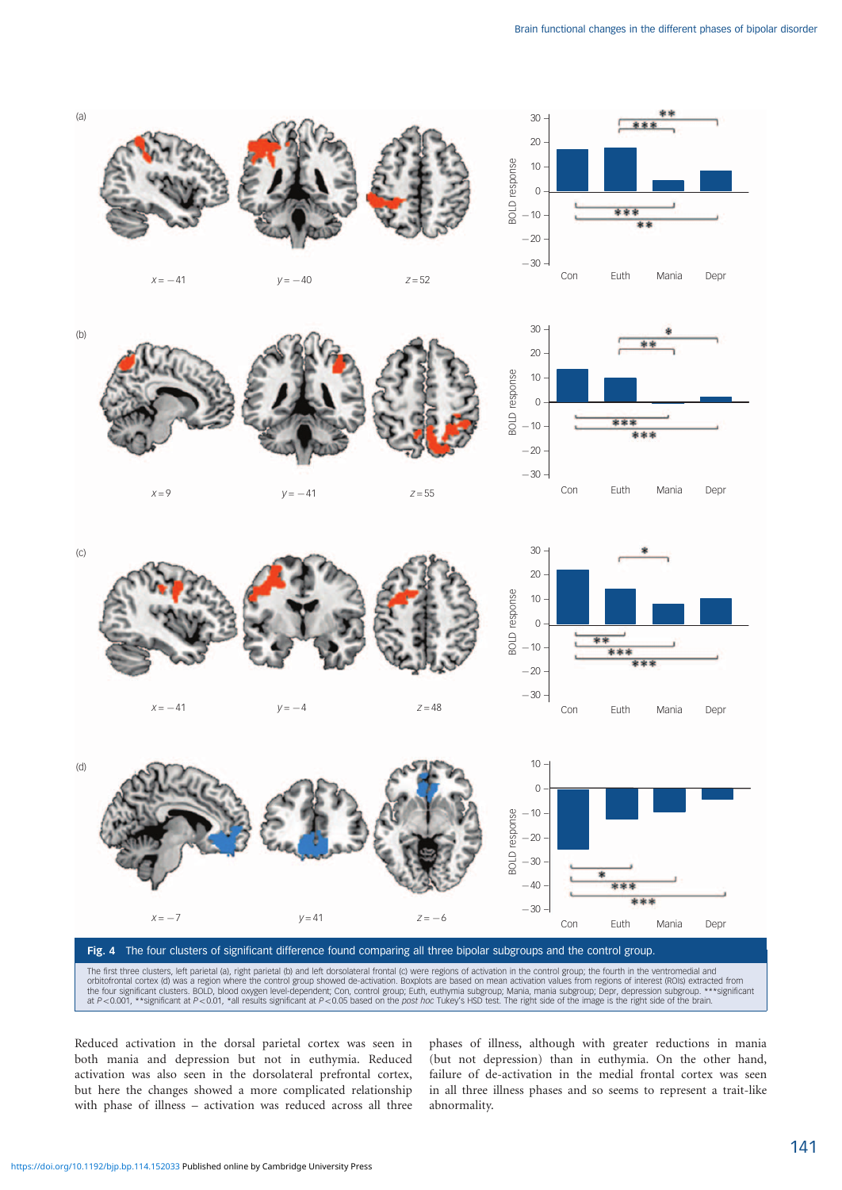**Fig. 4** The four clusters of significant difference found comparing all three bipolar subgroups and the control group.

The first three clusters, left parietal (a), right parietal (b) and left dorsolateral frontal (c) were regions of activation in the control group; the fourth in the ventromedial and orbitofrontal cortex (d) was a region where the control group showed de-activation. Boxplots are based on mean activation values from regions of interest (ROIs) extracted from the four significant clusters. BOLD, blood oxygen level-dependent; Con, control group; Euth, euthymia subgroup; Mania, mania subgroup; Depr, depression subgroup. ***significant at $P<0.001$, **significant at $P<0.01$, *all results significant at $P<0.05$ based on the *post hoc* Tukey's HSD test. The right side of the image is the right side of the brain.

Reduced activation in the dorsal parietal cortex was seen in both mania and depression but not in euthymia. Reduced activation was also seen in the dorsolateral prefrontal cortex, but here the changes showed a more complicated relationship with phase of illness – activation was reduced across all three phases of illness, although with greater reductions in mania (but not depression) than in euthymia. On the other hand, failure of de-activation in the medial frontal cortex was seen in all three illness phases and so seems to represent a trait-like abnormality.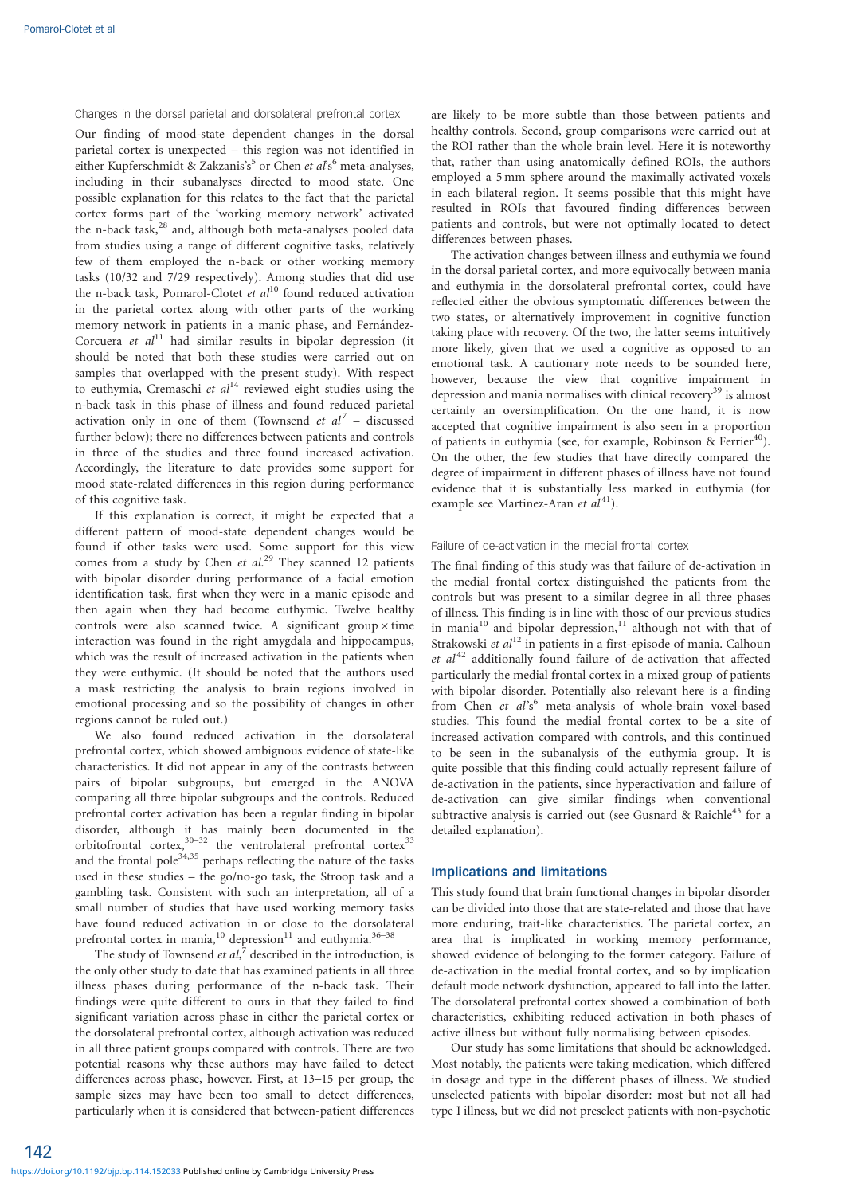### Changes in the dorsal parietal and dorsolateral prefrontal cortex

Our finding of mood-state dependent changes in the dorsal parietal cortex is unexpected – this region was not identified in either Kupferschmidt & Zakzanis's[5] or Chen *et al*'s[6] meta-analyses, including in their subanalyses directed to mood state. One possible explanation for this relates to the fact that the parietal cortex forms part of the 'working memory network' activated the n-back task,[28] and, although both meta-analyses pooled data from studies using a range of different cognitive tasks, relatively few of them employed the n-back or other working memory tasks (10/32 and 7/29 respectively). Among studies that did use the n-back task, Pomarol-Clotet *et al*[10] found reduced activation in the parietal cortex along with other parts of the working memory network in patients in a manic phase, and Fernández-Corcuera *et al*[11] had similar results in bipolar depression (it should be noted that both these studies were carried out on samples that overlapped with the present study). With respect to euthymia, Cremaschi *et al*[14] reviewed eight studies using the n-back task in this phase of illness and found reduced parietal activation only in one of them (Townsend *et al*[7] – discussed further below); there no differences between patients and controls in three of the studies and three found increased activation. Accordingly, the literature to date provides some support for mood state-related differences in this region during performance of this cognitive task.

If this explanation is correct, it might be expected that a different pattern of mood-state dependent changes would be found if other tasks were used. Some support for this view comes from a study by Chen *et al*.[29] They scanned 12 patients with bipolar disorder during performance of a facial emotion identification task, first when they were in a manic episode and then again when they had become euthymic. Twelve healthy controls were also scanned twice. A significant group × time interaction was found in the right amygdala and hippocampus, which was the result of increased activation in the patients when they were euthymic. (It should be noted that the authors used a mask restricting the analysis to brain regions involved in emotional processing and so the possibility of changes in other regions cannot be ruled out.)

We also found reduced activation in the dorsolateral prefrontal cortex, which showed ambiguous evidence of state-like characteristics. It did not appear in any of the contrasts between pairs of bipolar subgroups, but emerged in the ANOVA comparing all three bipolar subgroups and the controls. Reduced prefrontal cortex activation has been a regular finding in bipolar disorder, although it has mainly been documented in the orbitofrontal cortex,[30–32] the ventrolateral prefrontal cortex[33] and the frontal pole[34,35] perhaps reflecting the nature of the tasks used in these studies – the go/no-go task, the Stroop task and a gambling task. Consistent with such an interpretation, all of a small number of studies that have used working memory tasks have found reduced activation in or close to the dorsolateral prefrontal cortex in mania,[10] depression[11] and euthymia.[36–38]

The study of Townsend *et al*,[7] described in the introduction, is the only other study to date that has examined patients in all three illness phases during performance of the n-back task. Their findings were quite different to ours in that they failed to find significant variation across phase in either the parietal cortex or the dorsolateral prefrontal cortex, although activation was reduced in all three patient groups compared with controls. There are two potential reasons why these authors may have failed to detect differences across phase, however. First, at 13–15 per group, the sample sizes may have been too small to detect differences, particularly when it is considered that between-patient differences are likely to be more subtle than those between patients and healthy controls. Second, group comparisons were carried out at the ROI rather than the whole brain level. Here it is noteworthy that, rather than using anatomically defined ROIs, the authors employed a 5 mm sphere around the maximally activated voxels in each bilateral region. It seems possible that this might have resulted in ROIs that favoured finding differences between patients and controls, but were not optimally located to detect differences between phases.

The activation changes between illness and euthymia we found in the dorsal parietal cortex, and more equivocally between mania and euthymia in the dorsolateral prefrontal cortex, could have reflected either the obvious symptomatic differences between the two states, or alternatively improvement in cognitive function taking place with recovery. Of the two, the latter seems intuitively more likely, given that we used a cognitive as opposed to an emotional task. A cautionary note needs to be sounded here, however, because the view that cognitive impairment in depression and mania normalises with clinical recovery[39] is almost certainly an oversimplification. On the one hand, it is now accepted that cognitive impairment is also seen in a proportion of patients in euthymia (see, for example, Robinson & Ferrier[40]). On the other, the few studies that have directly compared the degree of impairment in different phases of illness have not found evidence that it is substantially less marked in euthymia (for example see Martinez-Aran *et al*[41]).

### Failure of de-activation in the medial frontal cortex

The final finding of this study was that failure of de-activation in the medial frontal cortex distinguished the patients from the controls but was present to a similar degree in all three phases of illness. This finding is in line with those of our previous studies in mania[10] and bipolar depression,[11] although not with that of Strakowski *et al*[12] in patients in a first-episode of mania. Calhoun *et al*[42] additionally found failure of de-activation that affected particularly the medial frontal cortex in a mixed group of patients with bipolar disorder. Potentially also relevant here is a finding from Chen *et al*'s[6] meta-analysis of whole-brain voxel-based studies. This found the medial frontal cortex to be a site of increased activation compared with controls, and this continued to be seen in the subanalysis of the euthymia group. It is quite possible that this finding could actually represent failure of de-activation in the patients, since hyperactivation and failure of de-activation can give similar findings when conventional subtractive analysis is carried out (see Gusnard & Raichle[43] for a detailed explanation).

## Implications and limitations

This study found that brain functional changes in bipolar disorder can be divided into those that are state-related and those that have more enduring, trait-like characteristics. The parietal cortex, an area that is implicated in working memory performance, showed evidence of belonging to the former category. Failure of de-activation in the medial frontal cortex, and so by implication default mode network dysfunction, appeared to fall into the latter. The dorsolateral prefrontal cortex showed a combination of both characteristics, exhibiting reduced activation in both phases of active illness but without fully normalising between episodes.

Our study has some limitations that should be acknowledged. Most notably, the patients were taking medication, which differed in dosage and type in the different phases of illness. We studied unselected patients with bipolar disorder: most but not all had type I illness, but we did not preselect patients with non-psychotic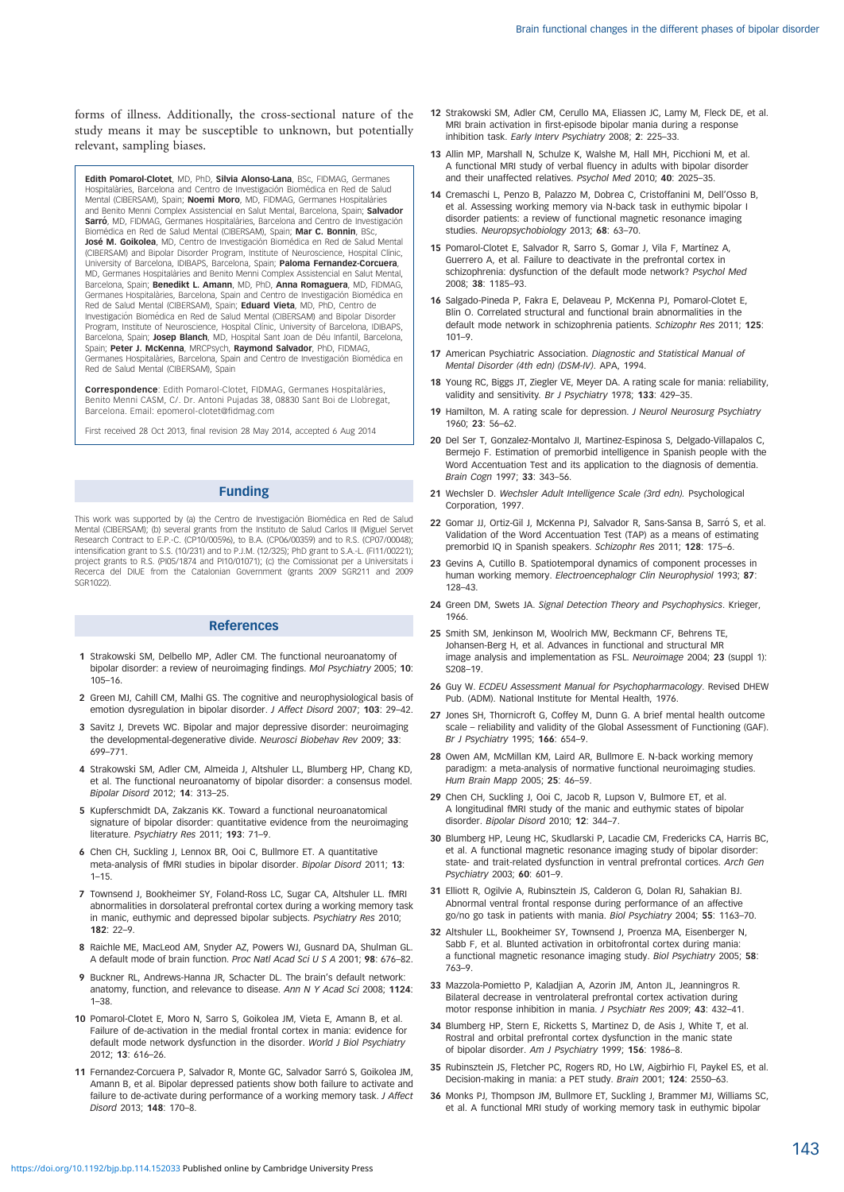forms of illness. Additionally, the cross-sectional nature of the study means it may be susceptible to unknown, but potentially relevant, sampling biases.

**Edith Pomarol-Clotet**, MD, PhD, **Silvia Alonso-Lana**, BSc, FIDMAG, Germanes Hospitalàries, Barcelona and Centro de Investigación Biomédica en Red de Salud Mental (CIBERSAM), Spain; **Noemi Moro**, MD, FIDMAG, Germanes Hospitalàries and Benito Menni Complex Assistencial en Salut Mental, Barcelona, Spain; **Salvador Sarró**, MD, FIDMAG, Germanes Hospitalàries, Barcelona and Centro de Investigación Biomédica en Red de Salud Mental (CIBERSAM), Spain; **Mar C. Bonnin**, BSc, **José M. Goikolea**, MD, Centro de Investigación Biomédica en Red de Salud Mental (CIBERSAM) and Bipolar Disorder Program, Institute of Neuroscience, Hospital Clinic, University of Barcelona, IDIBAPS, Barcelona, Spain; **Paloma Fernandez-Corcuera**, MD, Germanes Hospitalàries and Benito Menni Complex Assistencial en Salut Mental, Barcelona, Spain; **Benedikt L. Amann**, MD, PhD, **Anna Romaguera**, MD, FIDMAG, Germanes Hospitalàries, Barcelona, Spain and Centro de Investigación Biomédica en Red de Salud Mental (CIBERSAM), Spain; **Eduard Vieta**, MD, PhD, Centro de Investigación Biomédica en Red de Salud Mental (CIBERSAM) and Bipolar Disorder Program, Institute of Neuroscience, Hospital Clínic, University of Barcelona, IDIBAPS, Barcelona, Spain; **Josep Blanch**, MD, Hospital Sant Joan de Déu Infantil, Barcelona, Spain; **Peter J. McKenna**, MRCPsych, **Raymond Salvador**, PhD, FIDMAG, Germanes Hospitalàries, Barcelona, Spain and Centro de Investigación Biomédica en Red de Salud Mental (CIBERSAM), Spain

**Correspondence**: Edith Pomarol-Clotet, FIDMAG, Germanes Hospitalàries, Benito Menni CASM, C/. Dr. Antoni Pujadas 38, 08830 Sant Boi de Llobregat, Barcelona. Email: epomerol-clotet@fidmag.com

First received 28 Oct 2013, final revision 28 May 2014, accepted 6 Aug 2014

## Funding

This work was supported by (a) the Centro de Investigación Biomédica en Red de Salud Mental (CIBERSAM); (b) several grants from the Instituto de Salud Carlos III (Miguel Servet Research Contract to E.P.-C. (CP10/00596), to B.A. (CP06/00359) and to R.S. (CP07/00048); intensification grant to S.S. (10/231) and to P.J.M. (12/325); PhD grant to S.A.-L. (FI11/00221); project grants to R.S. (PI05/1874 and PI10/01071); (c) the Comissionat per a Universitats i Recerca del DIUE from the Catalonian Government (grants 2009 SGR211 and 2009 SGR1022).

## References

1 Strakowski SM, Delbello MP, Adler CM. The functional neuroanatomy of bipolar disorder: a review of neuroimaging findings. *Mol Psychiatry* 2005; **10**: 105–16.

2 Green MJ, Cahill CM, Malhi GS. The cognitive and neurophysiological basis of emotion dysregulation in bipolar disorder. *J Affect Disord* 2007; **103**: 29–42.

3 Savitz J, Drevets WC. Bipolar and major depressive disorder: neuroimaging the developmental-degenerative divide. *Neurosci Biobehav Rev* 2009; **33**: 699–771.

4 Strakowski SM, Adler CM, Almeida J, Altshuler LL, Blumberg HP, Chang KD, et al. The functional neuroanatomy of bipolar disorder: a consensus model. *Bipolar Disord* 2012; **14**: 313–25.

5 Kupferschmidt DA, Zakzanis KK. Toward a functional neuroanatomical signature of bipolar disorder: quantitative evidence from the neuroimaging literature. *Psychiatry Res* 2011; **193**: 71–9.

6 Chen CH, Suckling J, Lennox BR, Ooi C, Bullmore ET. A quantitative meta-analysis of fMRI studies in bipolar disorder. *Bipolar Disord* 2011; **13**: 1–15.

7 Townsend J, Bookheimer SY, Foland-Ross LC, Sugar CA, Altshuler LL. fMRI abnormalities in dorsolateral prefrontal cortex during a working memory task in manic, euthymic and depressed bipolar subjects. *Psychiatry Res* 2010; **182**: 22–9.

8 Raichle ME, MacLeod AM, Snyder AZ, Powers WJ, Gusnard DA, Shulman GL. A default mode of brain function. *Proc Natl Acad Sci U S A* 2001; **98**: 676–82.

9 Buckner RL, Andrews-Hanna JR, Schacter DL. The brain's default network: anatomy, function, and relevance to disease. *Ann N Y Acad Sci* 2008; **1124**: 1–38.

10 Pomarol-Clotet E, Moro N, Sarro S, Goikolea JM, Vieta E, Amann B, et al. Failure of de-activation in the medial frontal cortex in mania: evidence for default mode network dysfunction in the disorder. *World J Biol Psychiatry* 2012; **13**: 616–26.

11 Fernandez-Corcuera P, Salvador R, Monte GC, Salvador Sarró S, Goikolea JM, Amann B, et al. Bipolar depressed patients show both failure to activate and failure to de-activate during performance of a working memory task. *J Affect Disord* 2013; **148**: 170–8.

12 Strakowski SM, Adler CM, Cerullo MA, Eliassen JC, Lamy M, Fleck DE, et al. MRI brain activation in first-episode bipolar mania during a response inhibition task. *Early Interv Psychiatry* 2008; **2**: 225–33.

13 Allin MP, Marshall N, Schulze K, Walshe M, Hall MH, Picchioni M, et al. A functional MRI study of verbal fluency in adults with bipolar disorder and their unaffected relatives. *Psychol Med* 2010; **40**: 2025–35.

14 Cremaschi L, Penzo B, Palazzo M, Dobrea C, Cristoffanini M, Dell'Osso B, et al. Assessing working memory via N-back task in euthymic bipolar I disorder patients: a review of functional magnetic resonance imaging studies. *Neuropsychobiology* 2013; **68**: 63–70.

15 Pomarol-Clotet E, Salvador R, Sarro S, Gomar J, Vila F, Martinez A, Guerrero A, et al. Failure to deactivate in the prefrontal cortex in schizophrenia: dysfunction of the default mode network? *Psychol Med* 2008; **38**: 1185–93.

16 Salgado-Pineda P, Fakra E, Delaveau P, McKenna PJ, Pomarol-Clotet E, Blin O. Correlated structural and functional brain abnormalities in the default mode network in schizophrenia patients. *Schizophr Res* 2011; **125**: 101–9.

17 American Psychiatric Association. *Diagnostic and Statistical Manual of Mental Disorder (4th edn) (DSM-IV)*. APA, 1994.

18 Young RC, Biggs JT, Ziegler VE, Meyer DA. A rating scale for mania: reliability, validity and sensitivity. *Br J Psychiatry* 1978; **133**: 429–35.

19 Hamilton, M. A rating scale for depression. *J Neurol Neurosurg Psychiatry* 1960; **23**: 56–62.

20 Del Ser T, Gonzalez-Montalvo JI, Martinez-Espinosa S, Delgado-Villapalos C, Bermejo F. Estimation of premorbid intelligence in Spanish people with the Word Accentuation Test and its application to the diagnosis of dementia. *Brain Cogn* 1997; **33**: 343–56.

21 Wechsler D. *Wechsler Adult Intelligence Scale (3rd edn)*. Psychological Corporation, 1997.

22 Gomar JJ, Ortiz-Gil J, McKenna PJ, Salvador R, Sans-Sansa B, Sarró S, et al. Validation of the Word Accentuation Test (TAP) as a means of estimating premorbid IQ in Spanish speakers. *Schizophr Res* 2011; **128**: 175–6.

23 Gevins A, Cutillo B. Spatiotemporal dynamics of component processes in human working memory. *Electroencephalogr Clin Neurophysiol* 1993; **87**: 128–43.

24 Green DM, Swets JA. *Signal Detection Theory and Psychophysics*. Krieger, 1966.

25 Smith SM, Jenkinson M, Woolrich MW, Beckmann CF, Behrens TE, Johansen-Berg H, et al. Advances in functional and structural MR image analysis and implementation as FSL. *Neuroimage* 2004; **23** (suppl 1): S208–19.

26 Guy W. *ECDEU Assessment Manual for Psychopharmacology*. Revised DHEW Pub. (ADM). National Institute for Mental Health, 1976.

27 Jones SH, Thornicroft G, Coffey M, Dunn G. A brief mental health outcome scale – reliability and validity of the Global Assessment of Functioning (GAF). *Br J Psychiatry* 1995; **166**: 654–9.

28 Owen AM, McMillan KM, Laird AR, Bullmore E. N-back working memory paradigm: a meta-analysis of normative functional neuroimaging studies. *Hum Brain Mapp* 2005; **25**: 46–59.

29 Chen CH, Suckling J, Ooi C, Jacob R, Lupson V, Bulmore ET, et al. A longitudinal fMRI study of the manic and euthymic states of bipolar disorder. *Bipolar Disord* 2010; **12**: 344–7.

30 Blumberg HP, Leung HC, Skudlarski P, Lacadie CM, Fredericks CA, Harris BC, et al. A functional magnetic resonance imaging study of bipolar disorder: state- and trait-related dysfunction in ventral prefrontal cortices. *Arch Gen Psychiatry* 2003; **60**: 601–9.

31 Elliott R, Ogilvie A, Rubinsztein JS, Calderon G, Dolan RJ, Sahakian BJ. Abnormal ventral frontal response during performance of an affective go/no go task in patients with mania. *Biol Psychiatry* 2004; **55**: 1163–70.

32 Altshuler LL, Bookheimer SY, Townsend J, Proenza MA, Eisenberger N, Sabb F, et al. Blunted activation in orbitofrontal cortex during mania: a functional magnetic resonance imaging study. *Biol Psychiatry* 2005; **58**: 763–9.

33 Mazzola-Pomietto P, Kaladjian A, Azorin JM, Anton JL, Jeanningros R. Bilateral decrease in ventrolateral prefrontal cortex activation during motor response inhibition in mania. *J Psychiatr Res* 2009; **43**: 432–41.

34 Blumberg HP, Stern E, Ricketts S, Martinez D, de Asis J, White T, et al. Rostral and orbital prefrontal cortex dysfunction in the manic state of bipolar disorder. *Am J Psychiatry* 1999; **156**: 1986–8.

35 Rubinsztein JS, Fletcher PC, Rogers RD, Ho LW, Aigbirhio FI, Paykel ES, et al. Decision-making in mania: a PET study. *Brain* 2001; **124**: 2550–63.

36 Monks PJ, Thompson JM, Bullmore ET, Suckling J, Brammer MJ, Williams SC, et al. A functional MRI study of working memory task in euthymic bipolar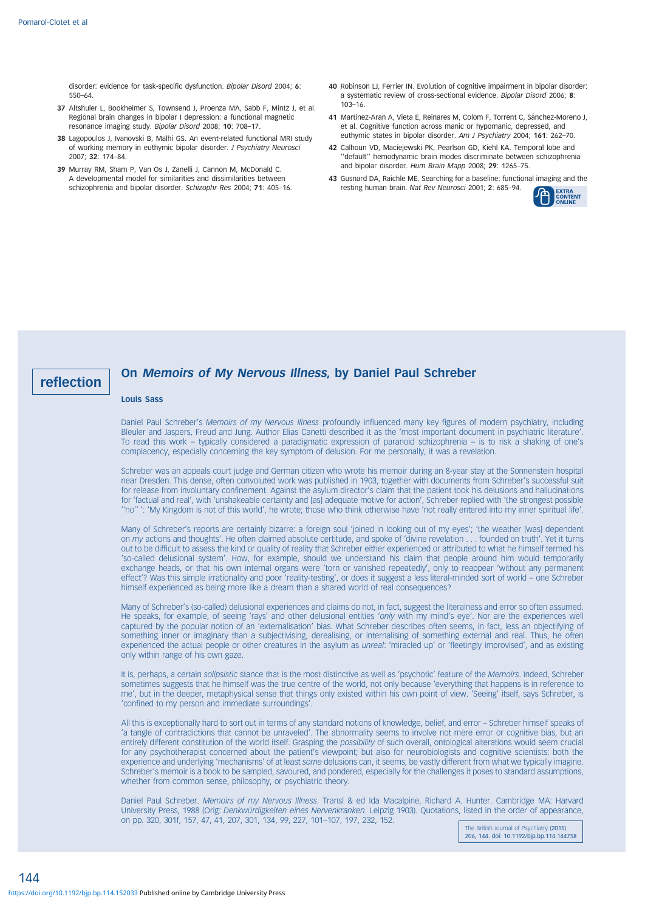disorder: evidence for task-specific dysfunction. *Bipolar Disord* 2004; **6**: 550–64.

**37** Altshuler L, Bookheimer S, Townsend J, Proenza MA, Sabb F, Mintz J, et al. Regional brain changes in bipolar I depression: a functional magnetic resonance imaging study. *Bipolar Disord* 2008; **10**: 708–17.

**38** Lagopoulos J, Ivanovski B, Malhi GS. An event-related functional MRI study of working memory in euthymic bipolar disorder. *J Psychiatry Neurosci* 2007; **32**: 174–84.

**39** Murray RM, Sham P, Van Os J, Zanelli J, Cannon M, McDonald C. A developmental model for similarities and dissimilarities between schizophrenia and bipolar disorder. *Schizophr Res* 2004; **71**: 405–16.

**40** Robinson LJ, Ferrier IN. Evolution of cognitive impairment in bipolar disorder: a systematic review of cross-sectional evidence. *Bipolar Disord* 2006; **8**: 103–16.

**41** Martinez-Aran A, Vieta E, Reinares M, Colom F, Torrent C, Sánchez-Moreno J, et al. Cognitive function across manic or hypomanic, depressed, and euthymic states in bipolar disorder. *Am J Psychiatry* 2004; **161**: 262–70.

**42** Calhoun VD, Maciejewski PK, Pearlson GD, Kiehl KA. Temporal lobe and ''default'' hemodynamic brain modes discriminate between schizophrenia and bipolar disorder. *Hum Brain Mapp* 2008; **29**: 1265–75.

**43** Gusnard DA, Raichle ME. Searching for a baseline: functional imaging and the resting human brain. *Nat Rev Neurosci* 2001; **2**: 685–94.

EXTRA CONTENT ONLINE

---

reflection

## On *Memoirs of My Nervous Illness*, by Daniel Paul Schreber

**Louis Sass**

Daniel Paul Schreber's *Memoirs of my Nervous Illness* profoundly influenced many key figures of modern psychiatry, including Bleuler and Jaspers, Freud and Jung. Author Elias Canetti described it as the 'most important document in psychiatric literature'. To read this work – typically considered a paradigmatic expression of paranoid schizophrenia – is to risk a shaking of one's complacency, especially concerning the key symptom of delusion. For me personally, it was a revelation.

Schreber was an appeals court judge and German citizen who wrote his memoir during an 8-year stay at the Sonnenstein hospital near Dresden. This dense, often convoluted work was published in 1903, together with documents from Schreber's successful suit for release from involuntary confinement. Against the asylum director's claim that the patient took his delusions and hallucinations for 'factual and real', with 'unshakeable certainty and [as] adequate motive for action', Schreber replied with 'the strongest possible ''no'' ': 'My Kingdom is not of this world', he wrote; those who think otherwise have 'not really entered into my inner spiritual life'.

Many of Schreber's reports are certainly bizarre: a foreign soul 'joined in looking out of my eyes'; 'the weather [was] dependent on *my* actions and thoughts'. He often claimed absolute certitude, and spoke of 'divine revelation . . . founded on truth'. Yet it turns out to be difficult to assess the kind or quality of reality that Schreber either experienced or attributed to what he himself termed his 'so-called delusional system'. How, for example, should we understand his claim that people around him would temporarily exchange heads, or that his own internal organs were 'torn or vanished repeatedly', only to reappear 'without any permanent effect'? Was this simple irrationality and poor 'reality-testing', or does it suggest a less literal-minded sort of world – one Schreber himself experienced as being more like a dream than a shared world of real consequences?

Many of Schreber's (so-called) delusional experiences and claims do not, in fact, suggest the literalness and error so often assumed. He speaks, for example, of seeing 'rays' and other delusional entities '*only* with my mind's eye'. Nor are the experiences well captured by the popular notion of an 'externalisation' bias. What Schreber describes often seems, in fact, less an objectifying of something inner or imaginary than a subjectivising, derealising, or internalising of something external and real. Thus, he often experienced the actual people or other creatures in the asylum as *unreal*: 'miracled up' or 'fleetingly improvised', and as existing only within range of his own gaze.

It is, perhaps, a certain *solipsistic* stance that is the most distinctive as well as 'psychotic' feature of the *Memoirs*. Indeed, Schreber sometimes suggests that he himself was the true centre of the world, not only because 'everything that happens is in reference to me', but in the deeper, metaphysical sense that things only existed within his own point of view. 'Seeing' itself, says Schreber, is 'confined to my person and immediate surroundings'.

All this is exceptionally hard to sort out in terms of any standard notions of knowledge, belief, and error – Schreber himself speaks of 'a tangle of contradictions that cannot be unraveled'. The abnormality seems to involve not mere error or cognitive bias, but an entirely different constitution of the world itself. Grasping the *possibility* of such overall, ontological alterations would seem crucial for any psychotherapist concerned about the patient's viewpoint; but also for neurobiologists and cognitive scientists: both the experience and underlying 'mechanisms' of at least *some* delusions can, it seems, be vastly different from what we typically imagine. Schreber's memoir is a book to be sampled, savoured, and pondered, especially for the challenges it poses to standard assumptions, whether from common sense, philosophy, or psychiatric theory.

Daniel Paul Schreber. *Memoirs of my Nervous Illness*. Transl & ed Ida Macalpine, Richard A. Hunter. Cambridge MA: Harvard University Press, 1988 (Orig: *Denkwürdigkeiten eines Nervenkranken*. Leipzig 1903). Quotations, listed in the order of appearance, on pp. 320, 301f, 157, 47, 41, 207, 301, 134, 99, 227, 101–107, 197, 232, 152.

The British Journal of Psychiatry (2015) 206, 144. doi: 10.1192/bjp.bp.114.144758